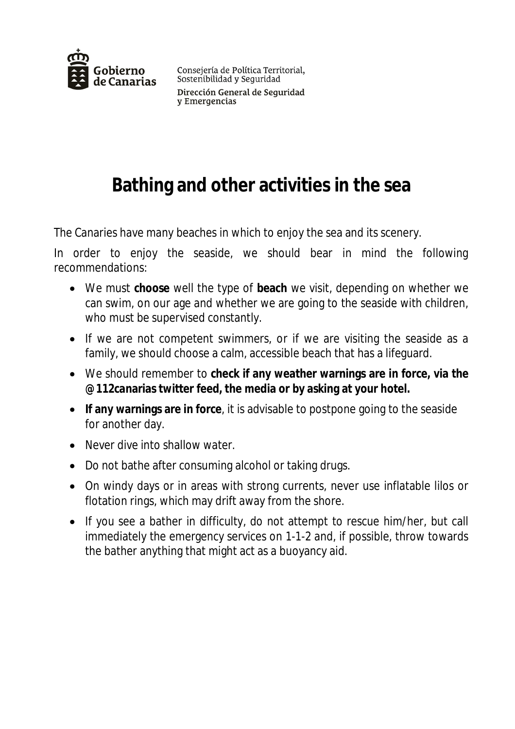Gobierno de Canarias

Consejería de Política Territorial, Sostenibilidad y Seguridad

Dirección General de Seguridad y Emergencias

# Bathing and other activities in the sea

The Canaries have many beaches in which to enjoy the sea and its scenery.

In order to enjoy the seaside, we should bear in mind the following recommendations:

- We must **choose** well the type of **beach** we visit, depending on whether we can swim, on our age and whether we are going to the seaside with children, who must be supervised constantly.
- If we are not competent swimmers, or if we are visiting the seaside as a family, we should choose a calm, accessible beach that has a lifeguard.
- We should remember to **check if any weather warnings are in force, via the @112canarias twitter feed, the media or by asking at your hotel.**
- **If any warnings are in force**, it is advisable to postpone going to the seaside for another day.
- Never dive into shallow water.
- Do not bathe after consuming alcohol or taking drugs.
- On windy days or in areas with strong currents, never use inflatable lilos or flotation rings, which may drift away from the shore.
- If you see a bather in difficulty, do not attempt to rescue him/her, but call immediately the emergency services on 1-1-2 and, if possible, throw towards the bather anything that might act as a buoyancy aid.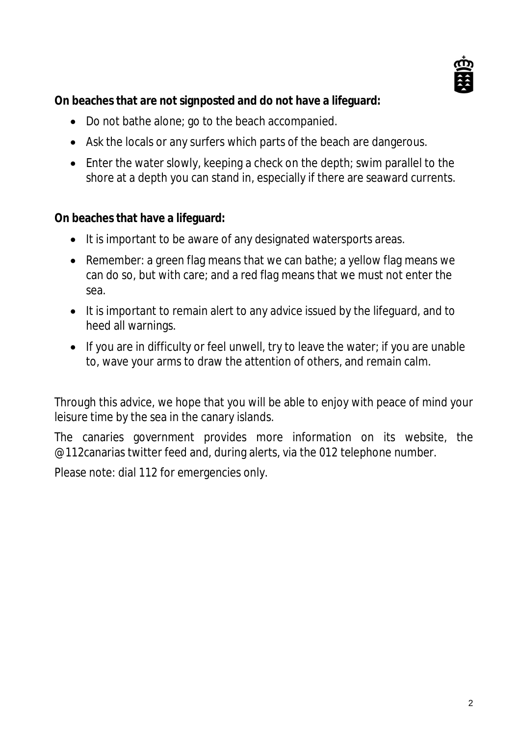**On beaches that are not signposted and do not have a lifeguard:**

- Do not bathe alone; go to the beach accompanied.
- Ask the locals or any surfers which parts of the beach are dangerous.
- Enter the water slowly, keeping a check on the depth; swim parallel to the shore at a depth you can stand in, especially if there are seaward currents.

**On beaches that have a lifeguard:**

- It is important to be aware of any designated watersports areas.
- Remember: a green flag means that we can bathe; a yellow flag means we can do so, but with care; and a red flag means that we must not enter the sea.
- It is important to remain alert to any advice issued by the lifeguard, and to heed all warnings.
- If you are in difficulty or feel unwell, try to leave the water; if you are unable to, wave your arms to draw the attention of others, and remain calm.

Through this advice, we hope that you will be able to enjoy with peace of mind your leisure time by the sea in the canary islands.

The canaries government provides more information on its website, the @112canarias twitter feed and, during alerts, via the 012 telephone number.

Please note: dial 112 for emergencies only.